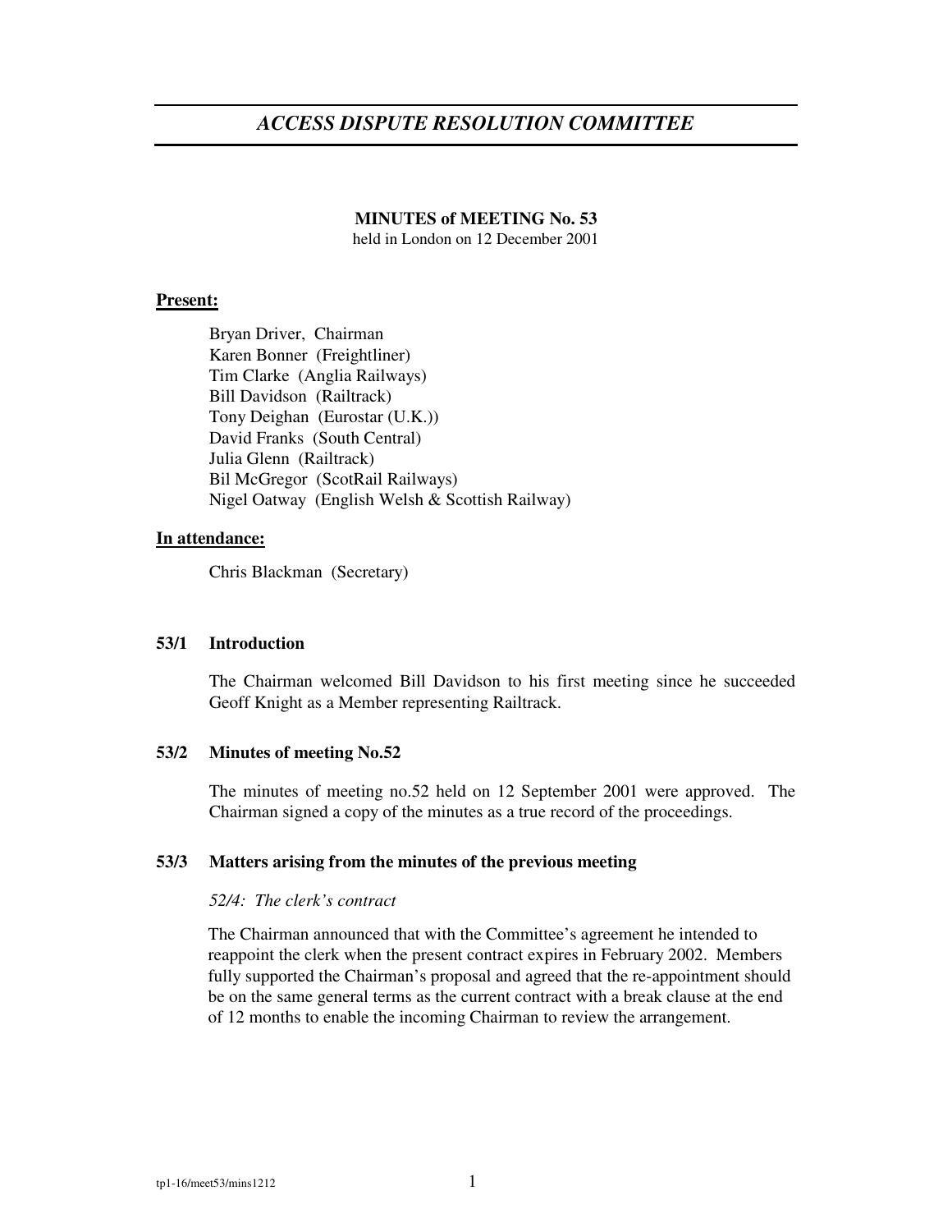# *ACCESS DISPUTE RESOLUTION COMMITTEE*

**MINUTES of MEETING No. 53**
held in London on 12 December 2001

**Present:**

Bryan Driver, Chairman
Karen Bonner (Freightliner)
Tim Clarke (Anglia Railways)
Bill Davidson (Railtrack)
Tony Deighan (Eurostar (U.K.))
David Franks (South Central)
Julia Glenn (Railtrack)
Bil McGregor (ScotRail Railways)
Nigel Oatway (English Welsh & Scottish Railway)

**In attendance:**

Chris Blackman (Secretary)

### 53/1 Introduction

The Chairman welcomed Bill Davidson to his first meeting since he succeeded Geoff Knight as a Member representing Railtrack.

### 53/2 Minutes of meeting No.52

The minutes of meeting no.52 held on 12 September 2001 were approved. The Chairman signed a copy of the minutes as a true record of the proceedings.

### 53/3 Matters arising from the minutes of the previous meeting

*52/4: The clerk's contract*

The Chairman announced that with the Committee's agreement he intended to reappoint the clerk when the present contract expires in February 2002. Members fully supported the Chairman's proposal and agreed that the re-appointment should be on the same general terms as the current contract with a break clause at the end of 12 months to enable the incoming Chairman to review the arrangement.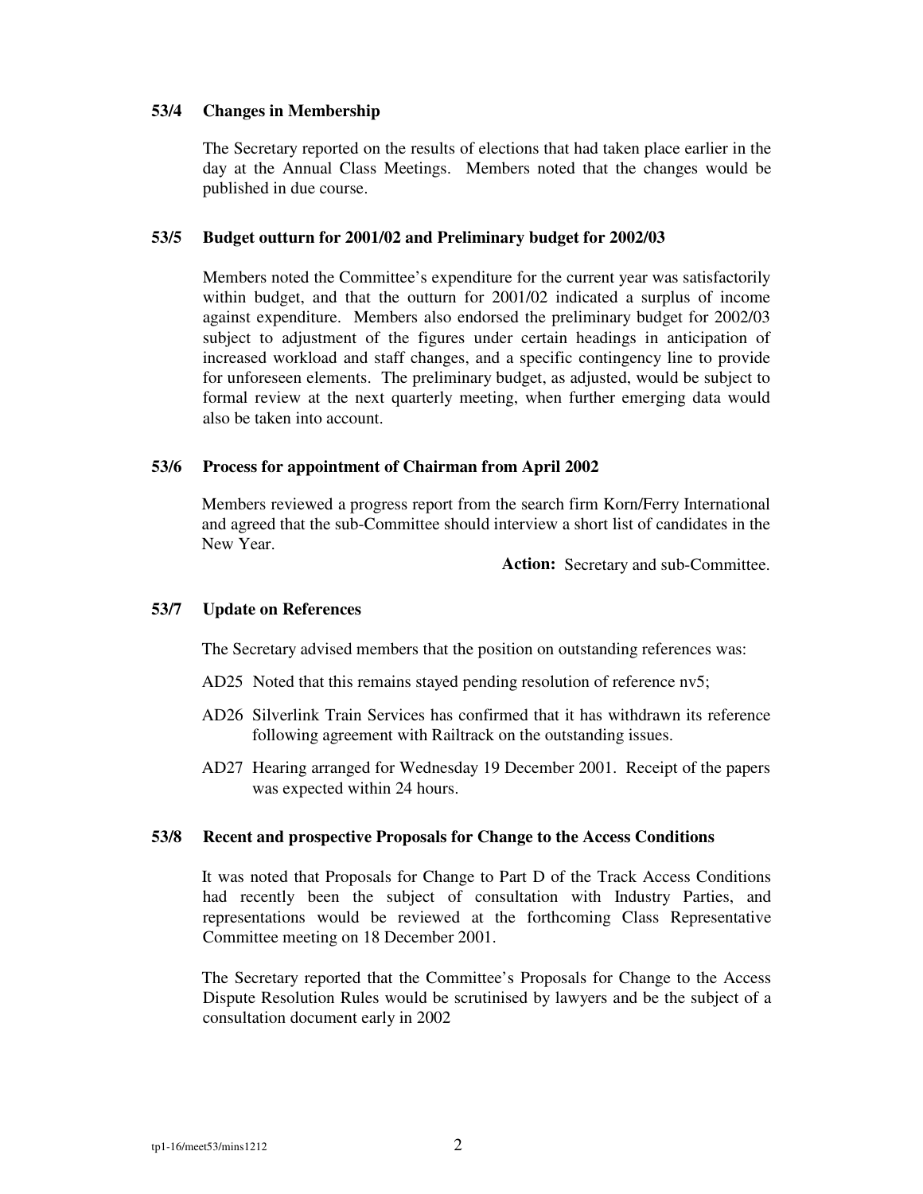### 53/4 Changes in Membership

The Secretary reported on the results of elections that had taken place earlier in the day at the Annual Class Meetings. Members noted that the changes would be published in due course.

### 53/5 Budget outturn for 2001/02 and Preliminary budget for 2002/03

Members noted the Committee's expenditure for the current year was satisfactorily within budget, and that the outturn for 2001/02 indicated a surplus of income against expenditure. Members also endorsed the preliminary budget for 2002/03 subject to adjustment of the figures under certain headings in anticipation of increased workload and staff changes, and a specific contingency line to provide for unforeseen elements. The preliminary budget, as adjusted, would be subject to formal review at the next quarterly meeting, when further emerging data would also be taken into account.

### 53/6 Process for appointment of Chairman from April 2002

Members reviewed a progress report from the search firm Korn/Ferry International and agreed that the sub-Committee should interview a short list of candidates in the New Year.

**Action:** Secretary and sub-Committee.

### 53/7 Update on References

The Secretary advised members that the position on outstanding references was:

AD25 Noted that this remains stayed pending resolution of reference nv5;

AD26 Silverlink Train Services has confirmed that it has withdrawn its reference following agreement with Railtrack on the outstanding issues.

AD27 Hearing arranged for Wednesday 19 December 2001. Receipt of the papers was expected within 24 hours.

### 53/8 Recent and prospective Proposals for Change to the Access Conditions

It was noted that Proposals for Change to Part D of the Track Access Conditions had recently been the subject of consultation with Industry Parties, and representations would be reviewed at the forthcoming Class Representative Committee meeting on 18 December 2001.

The Secretary reported that the Committee's Proposals for Change to the Access Dispute Resolution Rules would be scrutinised by lawyers and be the subject of a consultation document early in 2002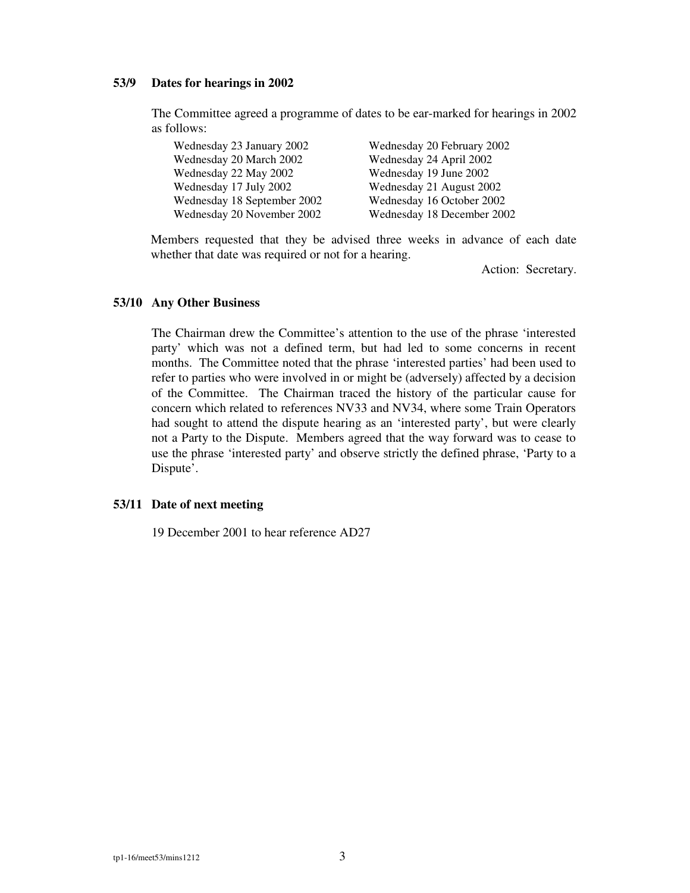### 53/9 Dates for hearings in 2002

The Committee agreed a programme of dates to be ear-marked for hearings in 2002 as follows:

| | |
|---|---|
| Wednesday 23 January 2002 | Wednesday 20 February 2002 |
| Wednesday 20 March 2002 | Wednesday 24 April 2002 |
| Wednesday 22 May 2002 | Wednesday 19 June 2002 |
| Wednesday 17 July 2002 | Wednesday 21 August 2002 |
| Wednesday 18 September 2002 | Wednesday 16 October 2002 |
| Wednesday 20 November 2002 | Wednesday 18 December 2002 |

Members requested that they be advised three weeks in advance of each date whether that date was required or not for a hearing.

Action: Secretary.

### 53/10 Any Other Business

The Chairman drew the Committee's attention to the use of the phrase 'interested party' which was not a defined term, but had led to some concerns in recent months. The Committee noted that the phrase 'interested parties' had been used to refer to parties who were involved in or might be (adversely) affected by a decision of the Committee. The Chairman traced the history of the particular cause for concern which related to references NV33 and NV34, where some Train Operators had sought to attend the dispute hearing as an 'interested party', but were clearly not a Party to the Dispute. Members agreed that the way forward was to cease to use the phrase 'interested party' and observe strictly the defined phrase, 'Party to a Dispute'.

### 53/11 Date of next meeting

19 December 2001 to hear reference AD27